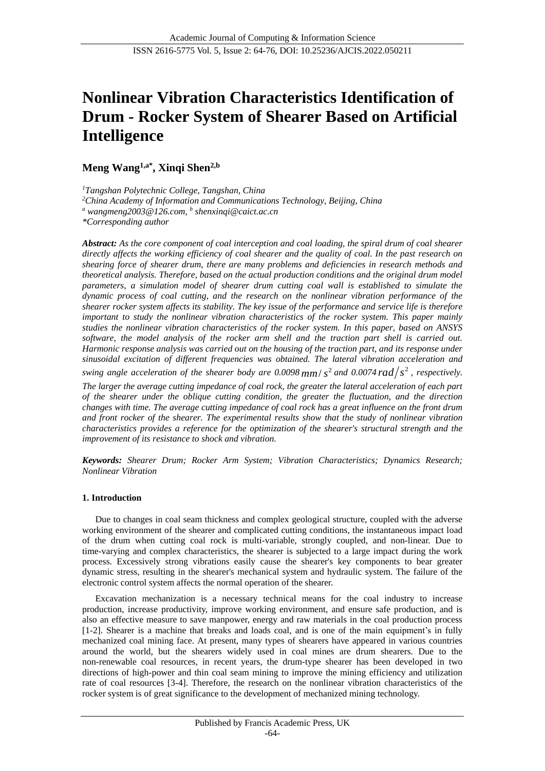# Nonlinear Vibration Characteristics Identification of Drum - Rocker System of Shearer Based on Artificial Intelligence

**Meng Wang[1,a*], Xinqi Shen[2,b]**

*[1]Tangshan Polytechnic College, Tangshan, China*
*[2]China Academy of Information and Communications Technology, Beijing, China*
*[a] wangmeng2003@126.com, [b] shenxinqi@caict.ac.cn*
*\*Corresponding author*

***Abstract:*** *As the core component of coal interception and coal loading, the spiral drum of coal shearer directly affects the working efficiency of coal shearer and the quality of coal. In the past research on shearing force of shearer drum, there are many problems and deficiencies in research methods and theoretical analysis. Therefore, based on the actual production conditions and the original drum model parameters, a simulation model of shearer drum cutting coal wall is established to simulate the dynamic process of coal cutting, and the research on the nonlinear vibration performance of the shearer rocker system affects its stability. The key issue of the performance and service life is therefore important to study the nonlinear vibration characteristics of the rocker system. This paper mainly studies the nonlinear vibration characteristics of the rocker system. In this paper, based on ANSYS software, the model analysis of the rocker arm shell and the traction part shell is carried out. Harmonic response analysis was carried out on the housing of the traction part, and its response under sinusoidal excitation of different frequencies was obtained. The lateral vibration acceleration and swing angle acceleration of the shearer body are 0.0098 $mm/s^2$ and 0.0074 $rad/s^2$, respectively. The larger the average cutting impedance of coal rock, the greater the lateral acceleration of each part of the shearer under the oblique cutting condition, the greater the fluctuation, and the direction changes with time. The average cutting impedance of coal rock has a great influence on the front drum and front rocker of the shearer. The experimental results show that the study of nonlinear vibration characteristics provides a reference for the optimization of the shearer's structural strength and the improvement of its resistance to shock and vibration.*

***Keywords:*** *Shearer Drum; Rocker Arm System; Vibration Characteristics; Dynamics Research; Nonlinear Vibration*

## 1. Introduction

Due to changes in coal seam thickness and complex geological structure, coupled with the adverse working environment of the shearer and complicated cutting conditions, the instantaneous impact load of the drum when cutting coal rock is multi-variable, strongly coupled, and non-linear. Due to time-varying and complex characteristics, the shearer is subjected to a large impact during the work process. Excessively strong vibrations easily cause the shearer's key components to bear greater dynamic stress, resulting in the shearer's mechanical system and hydraulic system. The failure of the electronic control system affects the normal operation of the shearer.

Excavation mechanization is a necessary technical means for the coal industry to increase production, increase productivity, improve working environment, and ensure safe production, and is also an effective measure to save manpower, energy and raw materials in the coal production process [1-2]. Shearer is a machine that breaks and loads coal, and is one of the main equipment's in fully mechanized coal mining face. At present, many types of shearers have appeared in various countries around the world, but the shearers widely used in coal mines are drum shearers. Due to the non-renewable coal resources, in recent years, the drum-type shearer has been developed in two directions of high-power and thin coal seam mining to improve the mining efficiency and utilization rate of coal resources [3-4]. Therefore, the research on the nonlinear vibration characteristics of the rocker system is of great significance to the development of mechanized mining technology.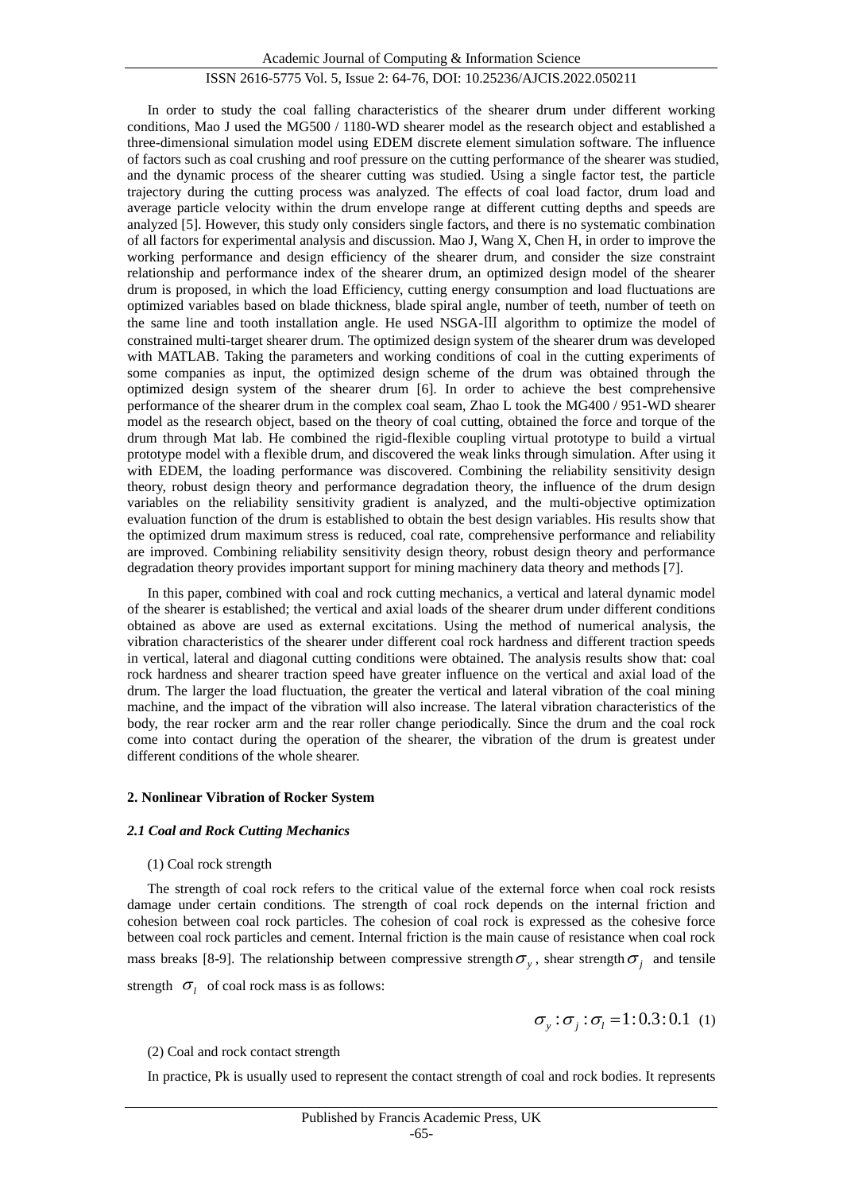In order to study the coal falling characteristics of the shearer drum under different working conditions, Mao J used the MG500 / 1180-WD shearer model as the research object and established a three-dimensional simulation model using EDEM discrete element simulation software. The influence of factors such as coal crushing and roof pressure on the cutting performance of the shearer was studied, and the dynamic process of the shearer cutting was studied. Using a single factor test, the particle trajectory during the cutting process was analyzed. The effects of coal load factor, drum load and average particle velocity within the drum envelope range at different cutting depths and speeds are analyzed [5]. However, this study only considers single factors, and there is no systematic combination of all factors for experimental analysis and discussion. Mao J, Wang X, Chen H, in order to improve the working performance and design efficiency of the shearer drum, and consider the size constraint relationship and performance index of the shearer drum, an optimized design model of the shearer drum is proposed, in which the load Efficiency, cutting energy consumption and load fluctuations are optimized variables based on blade thickness, blade spiral angle, number of teeth, number of teeth on the same line and tooth installation angle. He used NSGA-Ⅲ algorithm to optimize the model of constrained multi-target shearer drum. The optimized design system of the shearer drum was developed with MATLAB. Taking the parameters and working conditions of coal in the cutting experiments of some companies as input, the optimized design scheme of the drum was obtained through the optimized design system of the shearer drum [6]. In order to achieve the best comprehensive performance of the shearer drum in the complex coal seam, Zhao L took the MG400 / 951-WD shearer model as the research object, based on the theory of coal cutting, obtained the force and torque of the drum through Mat lab. He combined the rigid-flexible coupling virtual prototype to build a virtual prototype model with a flexible drum, and discovered the weak links through simulation. After using it with EDEM, the loading performance was discovered. Combining the reliability sensitivity design theory, robust design theory and performance degradation theory, the influence of the drum design variables on the reliability sensitivity gradient is analyzed, and the multi-objective optimization evaluation function of the drum is established to obtain the best design variables. His results show that the optimized drum maximum stress is reduced, coal rate, comprehensive performance and reliability are improved. Combining reliability sensitivity design theory, robust design theory and performance degradation theory provides important support for mining machinery data theory and methods [7].

In this paper, combined with coal and rock cutting mechanics, a vertical and lateral dynamic model of the shearer is established; the vertical and axial loads of the shearer drum under different conditions obtained as above are used as external excitations. Using the method of numerical analysis, the vibration characteristics of the shearer under different coal rock hardness and different traction speeds in vertical, lateral and diagonal cutting conditions were obtained. The analysis results show that: coal rock hardness and shearer traction speed have greater influence on the vertical and axial load of the drum. The larger the load fluctuation, the greater the vertical and lateral vibration of the coal mining machine, and the impact of the vibration will also increase. The lateral vibration characteristics of the body, the rear rocker arm and the rear roller change periodically. Since the drum and the coal rock come into contact during the operation of the shearer, the vibration of the drum is greatest under different conditions of the whole shearer.

## 2. Nonlinear Vibration of Rocker System

### *2.1 Coal and Rock Cutting Mechanics*

(1) Coal rock strength

The strength of coal rock refers to the critical value of the external force when coal rock resists damage under certain conditions. The strength of coal rock depends on the internal friction and cohesion between coal rock particles. The cohesion of coal rock is expressed as the cohesive force between coal rock particles and cement. Internal friction is the main cause of resistance when coal rock mass breaks [8-9]. The relationship between compressive strength $\sigma_y$, shear strength $\sigma_j$ and tensile strength $\sigma_l$ of coal rock mass is as follows:

$$\sigma_y : \sigma_j : \sigma_l = 1 : 0.3 : 0.1 \quad (1)$$

(2) Coal and rock contact strength

In practice, Pk is usually used to represent the contact strength of coal and rock bodies. It represents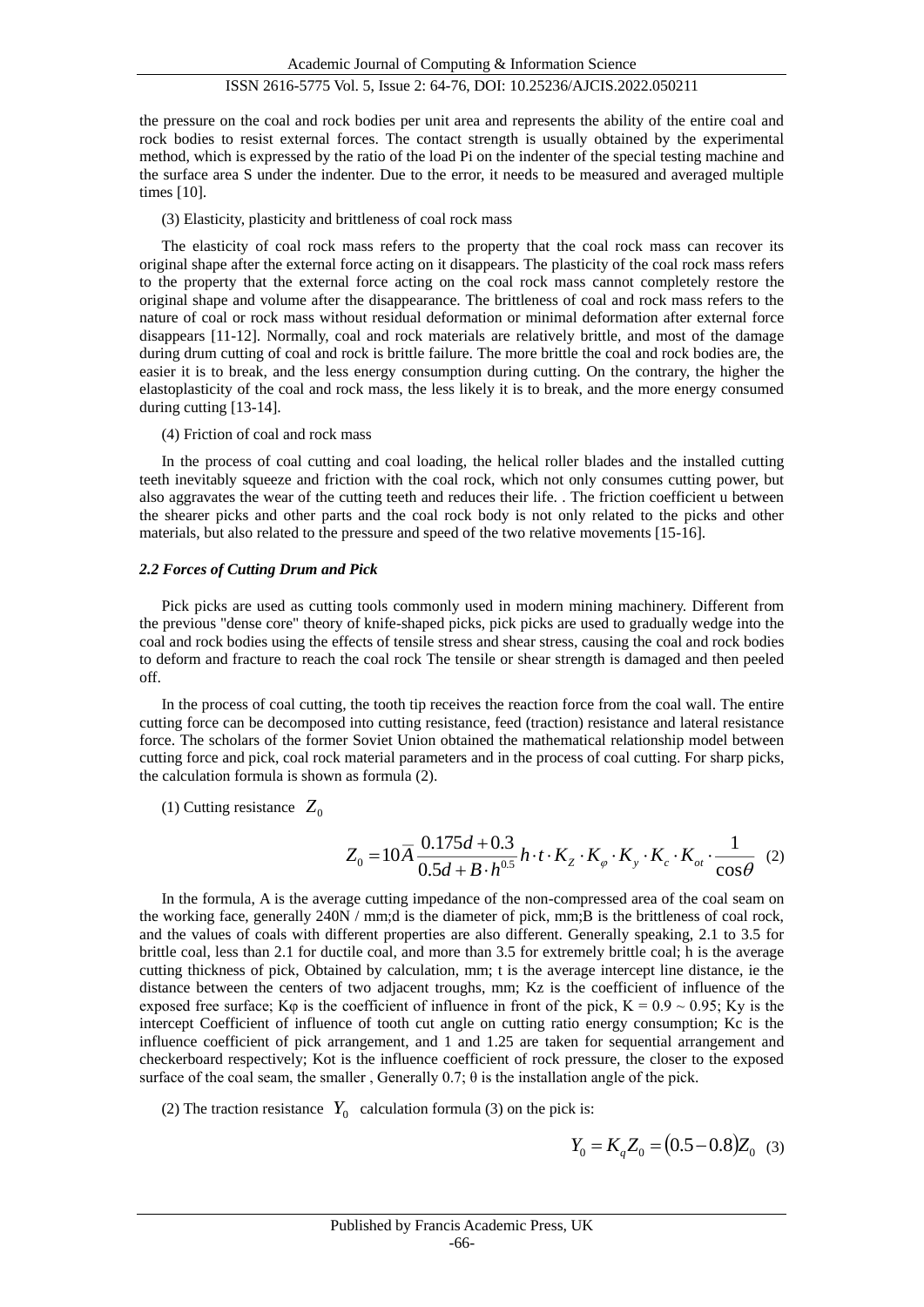the pressure on the coal and rock bodies per unit area and represents the ability of the entire coal and rock bodies to resist external forces. The contact strength is usually obtained by the experimental method, which is expressed by the ratio of the load Pi on the indenter of the special testing machine and the surface area S under the indenter. Due to the error, it needs to be measured and averaged multiple times [10].

(3) Elasticity, plasticity and brittleness of coal rock mass

The elasticity of coal rock mass refers to the property that the coal rock mass can recover its original shape after the external force acting on it disappears. The plasticity of the coal rock mass refers to the property that the external force acting on the coal rock mass cannot completely restore the original shape and volume after the disappearance. The brittleness of coal and rock mass refers to the nature of coal or rock mass without residual deformation or minimal deformation after external force disappears [11-12]. Normally, coal and rock materials are relatively brittle, and most of the damage during drum cutting of coal and rock is brittle failure. The more brittle the coal and rock bodies are, the easier it is to break, and the less energy consumption during cutting. On the contrary, the higher the elastoplasticity of the coal and rock mass, the less likely it is to break, and the more energy consumed during cutting [13-14].

(4) Friction of coal and rock mass

In the process of coal cutting and coal loading, the helical roller blades and the installed cutting teeth inevitably squeeze and friction with the coal rock, which not only consumes cutting power, but also aggravates the wear of the cutting teeth and reduces their life. . The friction coefficient u between the shearer picks and other parts and the coal rock body is not only related to the picks and other materials, but also related to the pressure and speed of the two relative movements [15-16].

### *2.2 Forces of Cutting Drum and Pick*

Pick picks are used as cutting tools commonly used in modern mining machinery. Different from the previous "dense core" theory of knife-shaped picks, pick picks are used to gradually wedge into the coal and rock bodies using the effects of tensile stress and shear stress, causing the coal and rock bodies to deform and fracture to reach the coal rock The tensile or shear strength is damaged and then peeled off.

In the process of coal cutting, the tooth tip receives the reaction force from the coal wall. The entire cutting force can be decomposed into cutting resistance, feed (traction) resistance and lateral resistance force. The scholars of the former Soviet Union obtained the mathematical relationship model between cutting force and pick, coal rock material parameters and in the process of coal cutting. For sharp picks, the calculation formula is shown as formula (2).

(1) Cutting resistance $Z_0$

$$Z_0 = 10\bar{A}\frac{0.175d + 0.3}{0.5d + B \cdot h^{0.5}} h \cdot t \cdot K_Z \cdot K_\varphi \cdot K_y \cdot K_c \cdot K_{ot} \cdot \frac{1}{\cos\theta} \quad (2)$$

In the formula, A is the average cutting impedance of the non-compressed area of the coal seam on the working face, generally 240N / mm;d is the diameter of pick, mm;B is the brittleness of coal rock, and the values of coals with different properties are also different. Generally speaking, 2.1 to 3.5 for brittle coal, less than 2.1 for ductile coal, and more than 3.5 for extremely brittle coal; h is the average cutting thickness of pick, Obtained by calculation, mm; t is the average intercept line distance, ie the distance between the centers of two adjacent troughs, mm; Kz is the coefficient of influence of the exposed free surface; Kφ is the coefficient of influence in front of the pick, K = 0.9 ~ 0.95; Ky is the intercept Coefficient of influence of tooth cut angle on cutting ratio energy consumption; Kc is the influence coefficient of pick arrangement, and 1 and 1.25 are taken for sequential arrangement and checkerboard respectively; Kot is the influence coefficient of rock pressure, the closer to the exposed surface of the coal seam, the smaller , Generally 0.7; θ is the installation angle of the pick.

(2) The traction resistance $Y_0$ calculation formula (3) on the pick is:

$$Y_0 = K_q Z_0 = (0.5 - 0.8) Z_0 \quad (3)$$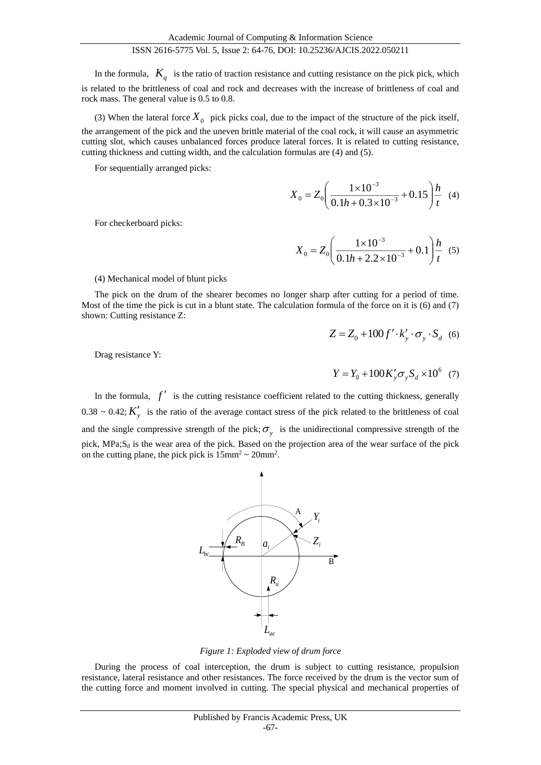In the formula, $K_q$ is the ratio of traction resistance and cutting resistance on the pick pick, which is related to the brittleness of coal and rock and decreases with the increase of brittleness of coal and rock mass. The general value is 0.5 to 0.8.

(3) When the lateral force $X_0$ pick picks coal, due to the impact of the structure of the pick itself, the arrangement of the pick and the uneven brittle material of the coal rock, it will cause an asymmetric cutting slot, which causes unbalanced forces produce lateral forces. It is related to cutting resistance, cutting thickness and cutting width, and the calculation formulas are (4) and (5).

For sequentially arranged picks:

$$X_0 = Z_0\left(\frac{1\times10^{-3}}{0.1h+0.3\times10^{-3}}+0.15\right)\frac{h}{t} \quad (4)$$

For checkerboard picks:

$$X_0 = Z_0\left(\frac{1\times10^{-3}}{0.1h+2.2\times10^{-3}}+0.1\right)\frac{h}{t} \quad (5)$$

(4) Mechanical model of blunt picks

The pick on the drum of the shearer becomes no longer sharp after cutting for a period of time. Most of the time the pick is cut in a blunt state. The calculation formula of the force on it is (6) and (7) shown: Cutting resistance Z:

$$Z = Z_0 + 100 f' \cdot k_y' \cdot \sigma_y \cdot S_d \quad (6)$$

Drag resistance Y:

$$Y = Y_0 + 100 K_y' \sigma_y S_d \times 10^6 \quad (7)$$

In the formula, $f'$ is the cutting resistance coefficient related to the cutting thickness, generally 0.38 ~ 0.42; $K_y'$ is the ratio of the average contact stress of the pick related to the brittleness of coal and the single compressive strength of the pick; $\sigma_y$ is the unidirectional compressive strength of the pick, MPa; $S_d$ is the wear area of the pick. Based on the projection area of the wear surface of the pick on the cutting plane, the pick pick is $15\text{mm}^2$ ~ $20\text{mm}^2$.

*Figure 1: Exploded view of drum force*

During the process of coal interception, the drum is subject to cutting resistance, propulsion resistance, lateral resistance and other resistances. The force received by the drum is the vector sum of the cutting force and moment involved in cutting. The special physical and mechanical properties of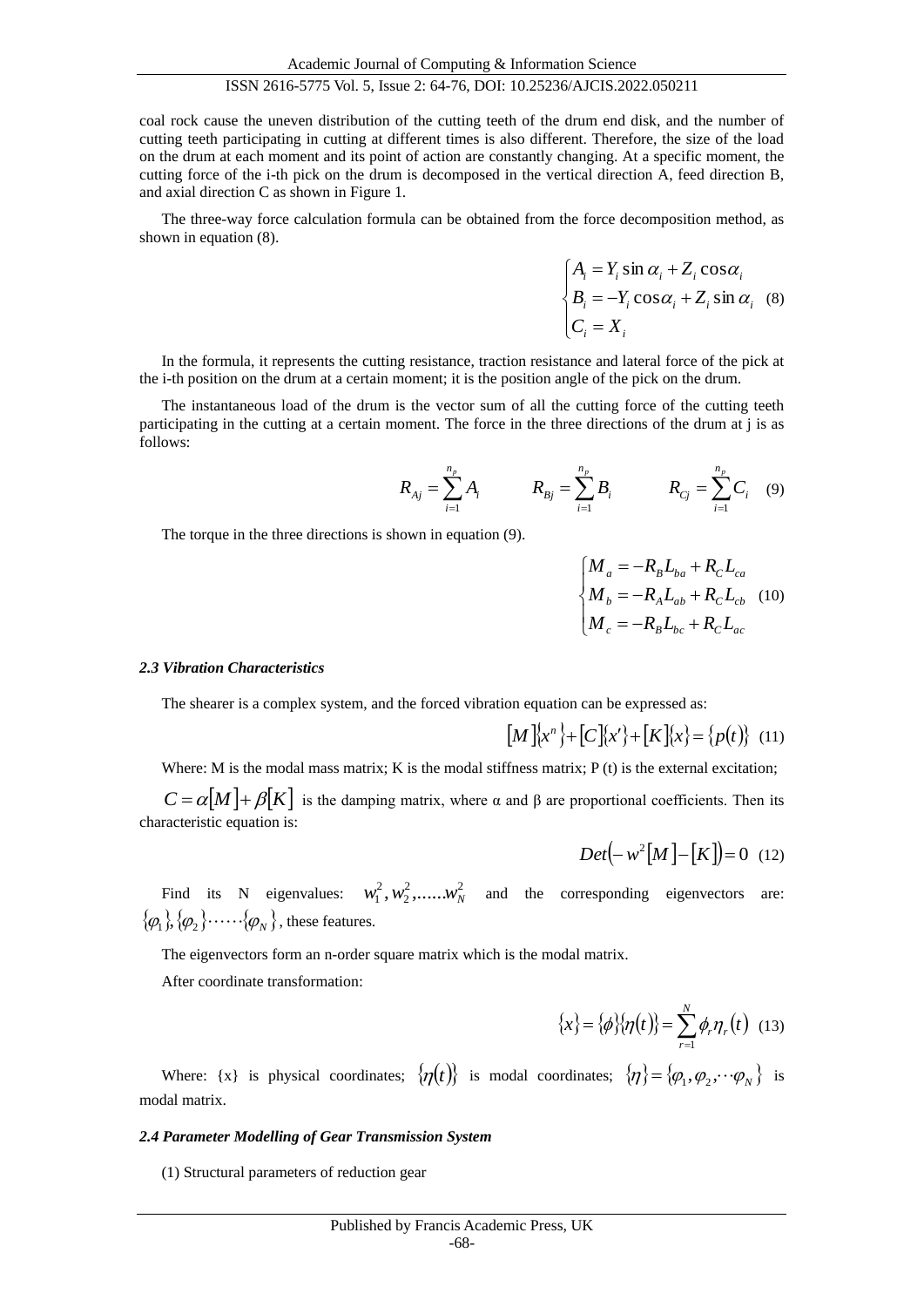coal rock cause the uneven distribution of the cutting teeth of the drum end disk, and the number of cutting teeth participating in cutting at different times is also different. Therefore, the size of the load on the drum at each moment and its point of action are constantly changing. At a specific moment, the cutting force of the i-th pick on the drum is decomposed in the vertical direction A, feed direction B, and axial direction C as shown in Figure 1.

The three-way force calculation formula can be obtained from the force decomposition method, as shown in equation (8).

$$\begin{cases} A_i = Y_i \sin\alpha_i + Z_i \cos\alpha_i \\ B_i = -Y_i \cos\alpha_i + Z_i \sin\alpha_i \\ C_i = X_i \end{cases} \quad (8)$$

In the formula, it represents the cutting resistance, traction resistance and lateral force of the pick at the i-th position on the drum at a certain moment; it is the position angle of the pick on the drum.

The instantaneous load of the drum is the vector sum of all the cutting force of the cutting teeth participating in the cutting at a certain moment. The force in the three directions of the drum at j is as follows:

$$R_{Aj} = \sum_{i=1}^{n_p} A_i \qquad R_{Bj} = \sum_{i=1}^{n_p} B_i \qquad R_{Cj} = \sum_{i=1}^{n_p} C_i \quad (9)$$

The torque in the three directions is shown in equation (9).

$$\begin{cases} M_a = -R_B L_{ba} + R_C L_{ca} \\ M_b = -R_A L_{ab} + R_C L_{cb} \\ M_c = -R_B L_{bc} + R_C L_{ac} \end{cases} \quad (10)$$

### *2.3 Vibration Characteristics*

The shearer is a complex system, and the forced vibration equation can be expressed as:

$$[M]\{x^n\} + [C]\{x'\} + [K]\{x\} = \{p(t)\} \quad (11)$$

Where: M is the modal mass matrix; K is the modal stiffness matrix; P (t) is the external excitation;

$C = \alpha[M] + \beta[K]$ is the damping matrix, where α and β are proportional coefficients. Then its characteristic equation is:

$$Det(-w^2[M] - [K]) = 0 \quad (12)$$

Find its N eigenvalues: $w_1^2, w_2^2, ......w_N^2$ and the corresponding eigenvectors are: $\{\varphi_1\}, \{\varphi_2\} \cdots\cdots \{\varphi_N\}$, these features.

The eigenvectors form an n-order square matrix which is the modal matrix.

After coordinate transformation:

$$\{x\} = \{\phi\}\{\eta(t)\} = \sum_{r=1}^{N} \phi_r \eta_r(t) \quad (13)$$

Where: {x} is physical coordinates; $\{\eta(t)\}$ is modal coordinates; $\{\eta\} = \{\varphi_1, \varphi_2, \cdots \varphi_N\}$ is modal matrix.

### *2.4 Parameter Modelling of Gear Transmission System*

(1) Structural parameters of reduction gear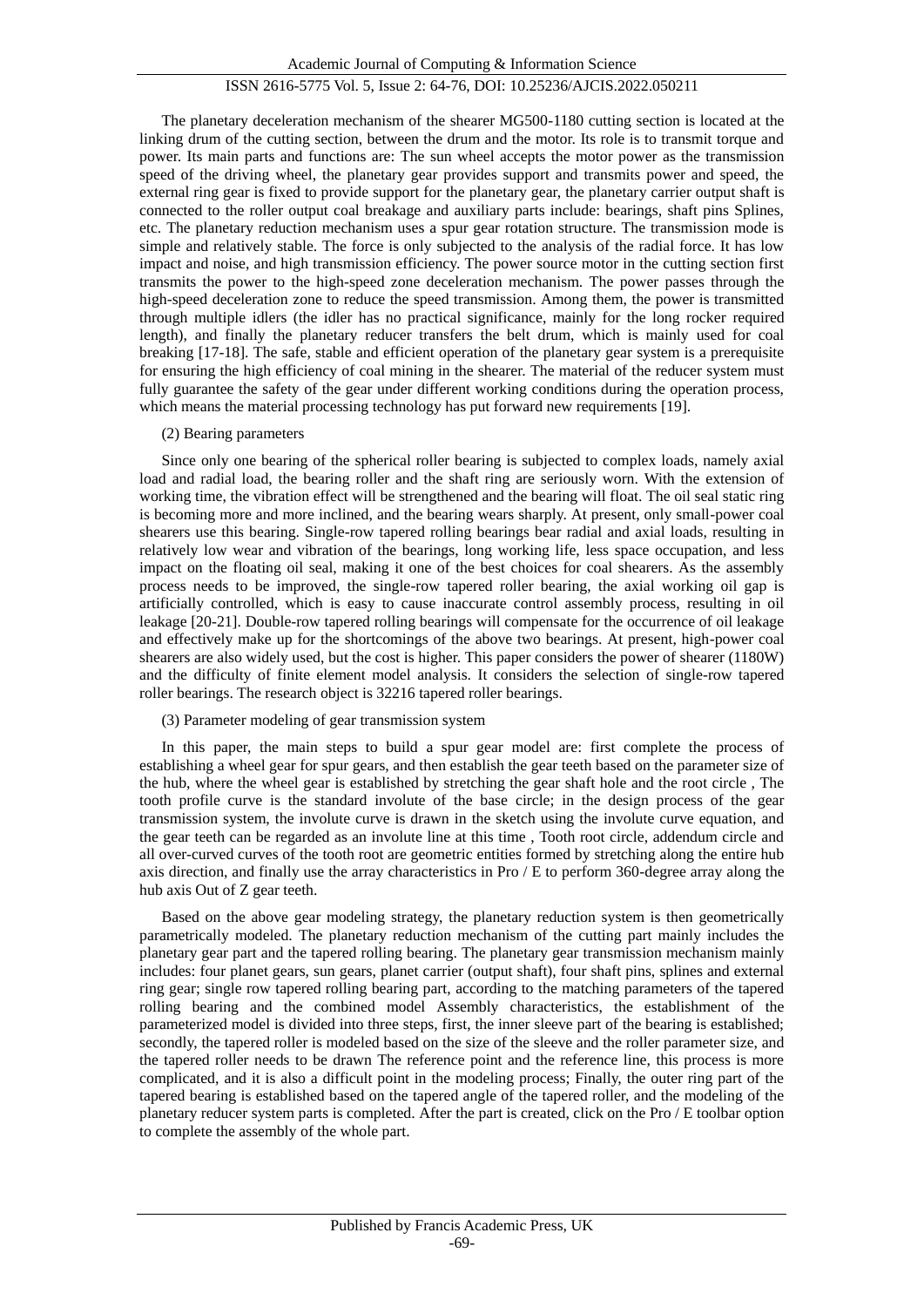The planetary deceleration mechanism of the shearer MG500-1180 cutting section is located at the linking drum of the cutting section, between the drum and the motor. Its role is to transmit torque and power. Its main parts and functions are: The sun wheel accepts the motor power as the transmission speed of the driving wheel, the planetary gear provides support and transmits power and speed, the external ring gear is fixed to provide support for the planetary gear, the planetary carrier output shaft is connected to the roller output coal breakage and auxiliary parts include: bearings, shaft pins Splines, etc. The planetary reduction mechanism uses a spur gear rotation structure. The transmission mode is simple and relatively stable. The force is only subjected to the analysis of the radial force. It has low impact and noise, and high transmission efficiency. The power source motor in the cutting section first transmits the power to the high-speed zone deceleration mechanism. The power passes through the high-speed deceleration zone to reduce the speed transmission. Among them, the power is transmitted through multiple idlers (the idler has no practical significance, mainly for the long rocker required length), and finally the planetary reducer transfers the belt drum, which is mainly used for coal breaking [17-18]. The safe, stable and efficient operation of the planetary gear system is a prerequisite for ensuring the high efficiency of coal mining in the shearer. The material of the reducer system must fully guarantee the safety of the gear under different working conditions during the operation process, which means the material processing technology has put forward new requirements [19].

(2) Bearing parameters

Since only one bearing of the spherical roller bearing is subjected to complex loads, namely axial load and radial load, the bearing roller and the shaft ring are seriously worn. With the extension of working time, the vibration effect will be strengthened and the bearing will float. The oil seal static ring is becoming more and more inclined, and the bearing wears sharply. At present, only small-power coal shearers use this bearing. Single-row tapered rolling bearings bear radial and axial loads, resulting in relatively low wear and vibration of the bearings, long working life, less space occupation, and less impact on the floating oil seal, making it one of the best choices for coal shearers. As the assembly process needs to be improved, the single-row tapered roller bearing, the axial working oil gap is artificially controlled, which is easy to cause inaccurate control assembly process, resulting in oil leakage [20-21]. Double-row tapered rolling bearings will compensate for the occurrence of oil leakage and effectively make up for the shortcomings of the above two bearings. At present, high-power coal shearers are also widely used, but the cost is higher. This paper considers the power of shearer (1180W) and the difficulty of finite element model analysis. It considers the selection of single-row tapered roller bearings. The research object is 32216 tapered roller bearings.

(3) Parameter modeling of gear transmission system

In this paper, the main steps to build a spur gear model are: first complete the process of establishing a wheel gear for spur gears, and then establish the gear teeth based on the parameter size of the hub, where the wheel gear is established by stretching the gear shaft hole and the root circle , The tooth profile curve is the standard involute of the base circle; in the design process of the gear transmission system, the involute curve is drawn in the sketch using the involute curve equation, and the gear teeth can be regarded as an involute line at this time , Tooth root circle, addendum circle and all over-curved curves of the tooth root are geometric entities formed by stretching along the entire hub axis direction, and finally use the array characteristics in Pro / E to perform 360-degree array along the hub axis Out of Z gear teeth.

Based on the above gear modeling strategy, the planetary reduction system is then geometrically parametrically modeled. The planetary reduction mechanism of the cutting part mainly includes the planetary gear part and the tapered rolling bearing. The planetary gear transmission mechanism mainly includes: four planet gears, sun gears, planet carrier (output shaft), four shaft pins, splines and external ring gear; single row tapered rolling bearing part, according to the matching parameters of the tapered rolling bearing and the combined model Assembly characteristics, the establishment of the parameterized model is divided into three steps, first, the inner sleeve part of the bearing is established; secondly, the tapered roller is modeled based on the size of the sleeve and the roller parameter size, and the tapered roller needs to be drawn The reference point and the reference line, this process is more complicated, and it is also a difficult point in the modeling process; Finally, the outer ring part of the tapered bearing is established based on the tapered angle of the tapered roller, and the modeling of the planetary reducer system parts is completed. After the part is created, click on the Pro / E toolbar option to complete the assembly of the whole part.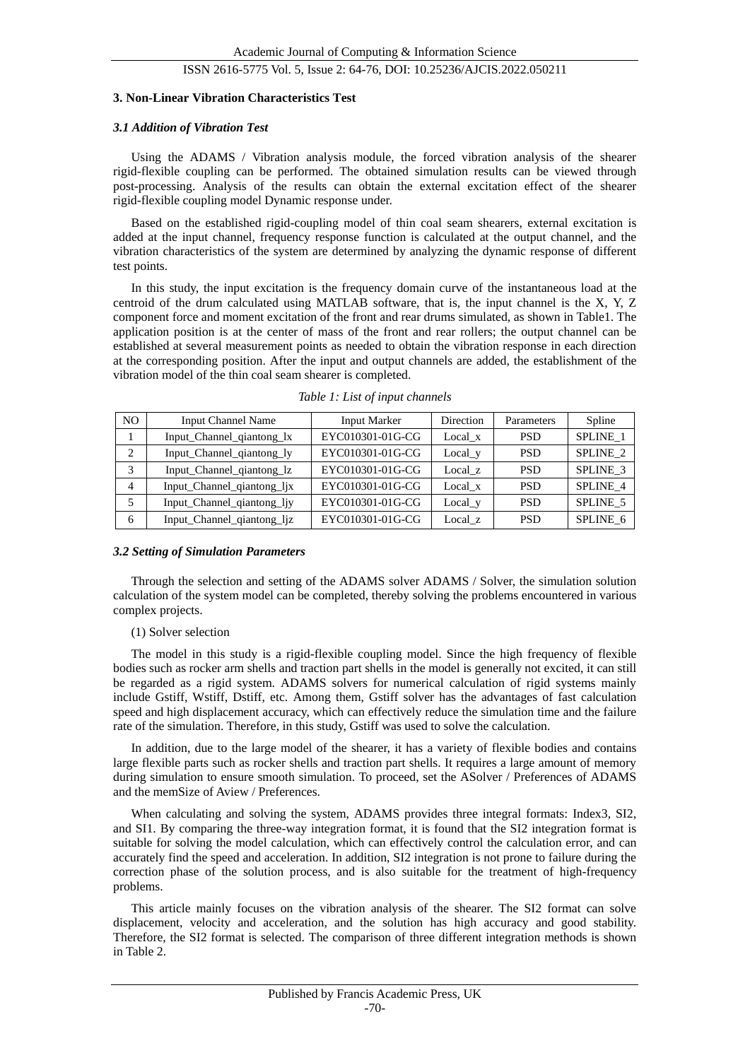## 3. Non-Linear Vibration Characteristics Test

### *3.1 Addition of Vibration Test*

Using the ADAMS / Vibration analysis module, the forced vibration analysis of the shearer rigid-flexible coupling can be performed. The obtained simulation results can be viewed through post-processing. Analysis of the results can obtain the external excitation effect of the shearer rigid-flexible coupling model Dynamic response under.

Based on the established rigid-coupling model of thin coal seam shearers, external excitation is added at the input channel, frequency response function is calculated at the output channel, and the vibration characteristics of the system are determined by analyzing the dynamic response of different test points.

In this study, the input excitation is the frequency domain curve of the instantaneous load at the centroid of the drum calculated using MATLAB software, that is, the input channel is the X, Y, Z component force and moment excitation of the front and rear drums simulated, as shown in Table1. The application position is at the center of mass of the front and rear rollers; the output channel can be established at several measurement points as needed to obtain the vibration response in each direction at the corresponding position. After the input and output channels are added, the establishment of the vibration model of the thin coal seam shearer is completed.

*Table 1: List of input channels*

| NO | Input Channel Name | Input Marker | Direction | Parameters | Spline |
|---|---|---|---|---|---|
| 1 | Input_Channel_qiantong_lx | EYC010301-01G-CG | Local_x | PSD | SPLINE_1 |
| 2 | Input_Channel_qiantong_ly | EYC010301-01G-CG | Local_y | PSD | SPLINE_2 |
| 3 | Input_Channel_qiantong_lz | EYC010301-01G-CG | Local_z | PSD | SPLINE_3 |
| 4 | Input_Channel_qiantong_ljx | EYC010301-01G-CG | Local_x | PSD | SPLINE_4 |
| 5 | Input_Channel_qiantong_ljy | EYC010301-01G-CG | Local_y | PSD | SPLINE_5 |
| 6 | Input_Channel_qiantong_ljz | EYC010301-01G-CG | Local_z | PSD | SPLINE_6 |

### *3.2 Setting of Simulation Parameters*

Through the selection and setting of the ADAMS solver ADAMS / Solver, the simulation solution calculation of the system model can be completed, thereby solving the problems encountered in various complex projects.

(1) Solver selection

The model in this study is a rigid-flexible coupling model. Since the high frequency of flexible bodies such as rocker arm shells and traction part shells in the model is generally not excited, it can still be regarded as a rigid system. ADAMS solvers for numerical calculation of rigid systems mainly include Gstiff, Wstiff, Dstiff, etc. Among them, Gstiff solver has the advantages of fast calculation speed and high displacement accuracy, which can effectively reduce the simulation time and the failure rate of the simulation. Therefore, in this study, Gstiff was used to solve the calculation.

In addition, due to the large model of the shearer, it has a variety of flexible bodies and contains large flexible parts such as rocker shells and traction part shells. It requires a large amount of memory during simulation to ensure smooth simulation. To proceed, set the ASolver / Preferences of ADAMS and the memSize of Aview / Preferences.

When calculating and solving the system, ADAMS provides three integral formats: Index3, SI2, and SI1. By comparing the three-way integration format, it is found that the SI2 integration format is suitable for solving the model calculation, which can effectively control the calculation error, and can accurately find the speed and acceleration. In addition, SI2 integration is not prone to failure during the correction phase of the solution process, and is also suitable for the treatment of high-frequency problems.

This article mainly focuses on the vibration analysis of the shearer. The SI2 format can solve displacement, velocity and acceleration, and the solution has high accuracy and good stability. Therefore, the SI2 format is selected. The comparison of three different integration methods is shown in Table 2.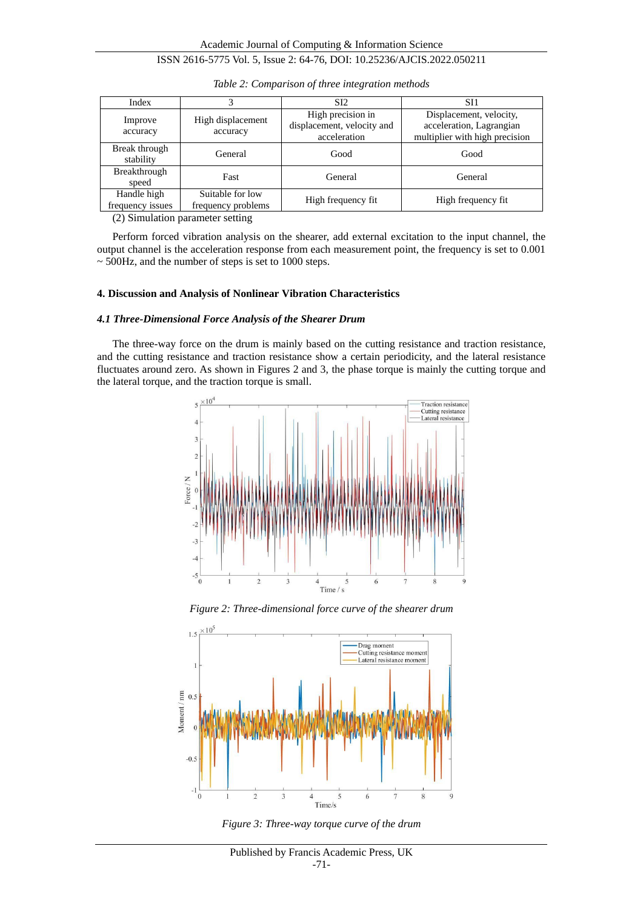*Table 2: Comparison of three integration methods*

| Index | 3 | SI2 | SI1 |
|---|---|---|---|
| Improve accuracy | High displacement accuracy | High precision in displacement, velocity and acceleration | Displacement, velocity, acceleration, Lagrangian multiplier with high precision |
| Break through stability | General | Good | Good |
| Breakthrough speed | Fast | General | General |
| Handle high frequency issues | Suitable for low frequency problems | High frequency fit | High frequency fit |

(2) Simulation parameter setting

Perform forced vibration analysis on the shearer, add external excitation to the input channel, the output channel is the acceleration response from each measurement point, the frequency is set to 0.001 ~ 500Hz, and the number of steps is set to 1000 steps.

## 4. Discussion and Analysis of Nonlinear Vibration Characteristics

### *4.1 Three-Dimensional Force Analysis of the Shearer Drum*

The three-way force on the drum is mainly based on the cutting resistance and traction resistance, and the cutting resistance and traction resistance show a certain periodicity, and the lateral resistance fluctuates around zero. As shown in Figures 2 and 3, the phase torque is mainly the cutting torque and the lateral torque, and the traction torque is small.

*Figure 2: Three-dimensional force curve of the shearer drum*

*Figure 3: Three-way torque curve of the drum*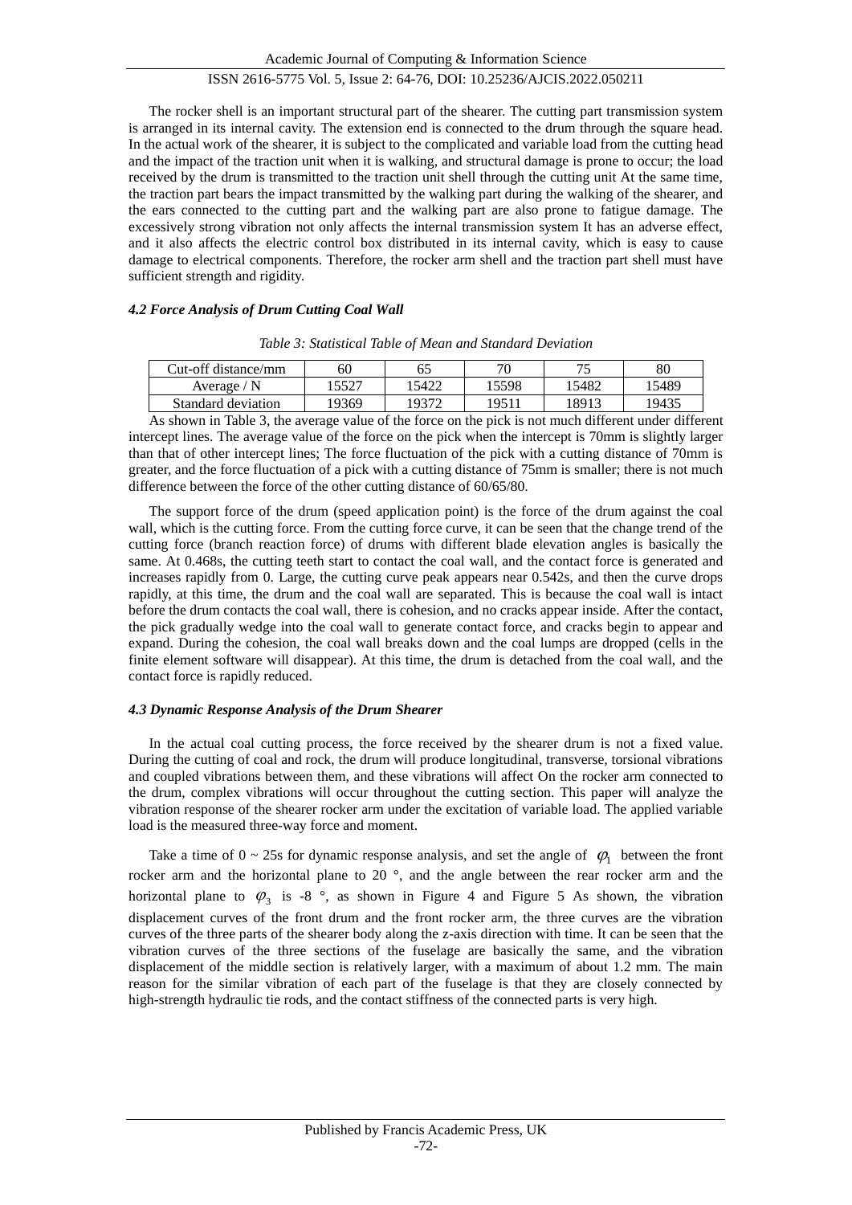The rocker shell is an important structural part of the shearer. The cutting part transmission system is arranged in its internal cavity. The extension end is connected to the drum through the square head. In the actual work of the shearer, it is subject to the complicated and variable load from the cutting head and the impact of the traction unit when it is walking, and structural damage is prone to occur; the load received by the drum is transmitted to the traction unit shell through the cutting unit At the same time, the traction part bears the impact transmitted by the walking part during the walking of the shearer, and the ears connected to the cutting part and the walking part are also prone to fatigue damage. The excessively strong vibration not only affects the internal transmission system It has an adverse effect, and it also affects the electric control box distributed in its internal cavity, which is easy to cause damage to electrical components. Therefore, the rocker arm shell and the traction part shell must have sufficient strength and rigidity.

### *4.2 Force Analysis of Drum Cutting Coal Wall*

*Table 3: Statistical Table of Mean and Standard Deviation*

| Cut-off distance/mm | 60 | 65 | 70 | 75 | 80 |
|---|---|---|---|---|---|
| Average / N | 15527 | 15422 | 15598 | 15482 | 15489 |
| Standard deviation | 19369 | 19372 | 19511 | 18913 | 19435 |

As shown in Table 3, the average value of the force on the pick is not much different under different intercept lines. The average value of the force on the pick when the intercept is 70mm is slightly larger than that of other intercept lines; The force fluctuation of the pick with a cutting distance of 70mm is greater, and the force fluctuation of a pick with a cutting distance of 75mm is smaller; there is not much difference between the force of the other cutting distance of 60/65/80.

The support force of the drum (speed application point) is the force of the drum against the coal wall, which is the cutting force. From the cutting force curve, it can be seen that the change trend of the cutting force (branch reaction force) of drums with different blade elevation angles is basically the same. At 0.468s, the cutting teeth start to contact the coal wall, and the contact force is generated and increases rapidly from 0. Large, the cutting curve peak appears near 0.542s, and then the curve drops rapidly, at this time, the drum and the coal wall are separated. This is because the coal wall is intact before the drum contacts the coal wall, there is cohesion, and no cracks appear inside. After the contact, the pick gradually wedge into the coal wall to generate contact force, and cracks begin to appear and expand. During the cohesion, the coal wall breaks down and the coal lumps are dropped (cells in the finite element software will disappear). At this time, the drum is detached from the coal wall, and the contact force is rapidly reduced.

### *4.3 Dynamic Response Analysis of the Drum Shearer*

In the actual coal cutting process, the force received by the shearer drum is not a fixed value. During the cutting of coal and rock, the drum will produce longitudinal, transverse, torsional vibrations and coupled vibrations between them, and these vibrations will affect On the rocker arm connected to the drum, complex vibrations will occur throughout the cutting section. This paper will analyze the vibration response of the shearer rocker arm under the excitation of variable load. The applied variable load is the measured three-way force and moment.

Take a time of 0 ~ 25s for dynamic response analysis, and set the angle of $\varphi_1$ between the front rocker arm and the horizontal plane to 20 °, and the angle between the rear rocker arm and the horizontal plane to $\varphi_3$ is -8 °, as shown in Figure 4 and Figure 5 As shown, the vibration displacement curves of the front drum and the front rocker arm, the three curves are the vibration curves of the three parts of the shearer body along the z-axis direction with time. It can be seen that the vibration curves of the three sections of the fuselage are basically the same, and the vibration displacement of the middle section is relatively larger, with a maximum of about 1.2 mm. The main reason for the similar vibration of each part of the fuselage is that they are closely connected by high-strength hydraulic tie rods, and the contact stiffness of the connected parts is very high.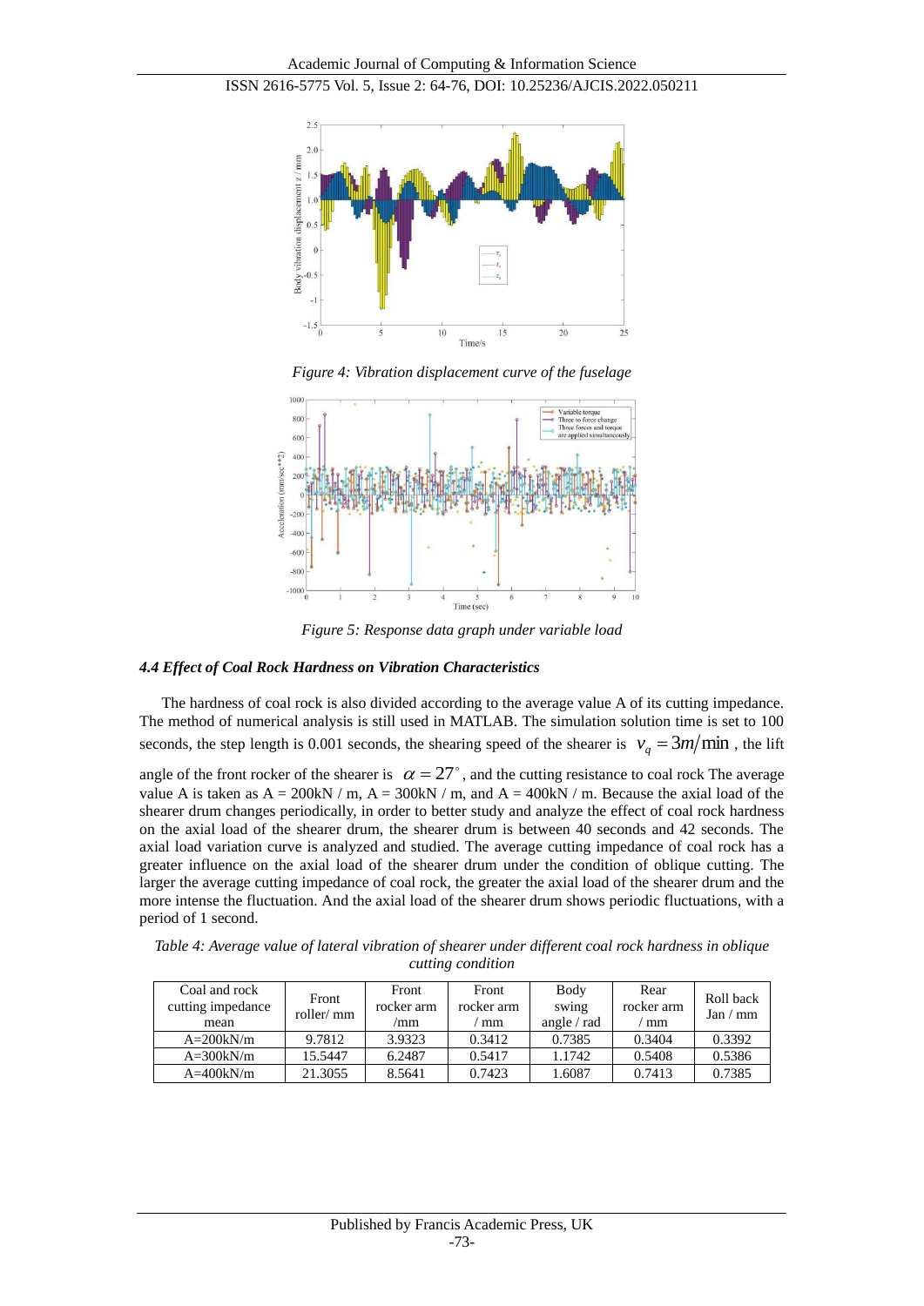*Figure 4: Vibration displacement curve of the fuselage*

*Figure 5: Response data graph under variable load*

#### *4.4 Effect of Coal Rock Hardness on Vibration Characteristics*

The hardness of coal rock is also divided according to the average value A of its cutting impedance. The method of numerical analysis is still used in MATLAB. The simulation solution time is set to 100 seconds, the step length is 0.001 seconds, the shearing speed of the shearer is $v_q = 3m/\min$ , the lift angle of the front rocker of the shearer is $\alpha = 27^{\circ}$, and the cutting resistance to coal rock The average value A is taken as A = 200kN / m, A = 300kN / m, and A = 400kN / m. Because the axial load of the shearer drum changes periodically, in order to better study and analyze the effect of coal rock hardness on the axial load of the shearer drum, the shearer drum is between 40 seconds and 42 seconds. The axial load variation curve is analyzed and studied. The average cutting impedance of coal rock has a greater influence on the axial load of the shearer drum under the condition of oblique cutting. The larger the average cutting impedance of coal rock, the greater the axial load of the shearer drum and the more intense the fluctuation. And the axial load of the shearer drum shows periodic fluctuations, with a period of 1 second.

*Table 4: Average value of lateral vibration of shearer under different coal rock hardness in oblique cutting condition*

| Coal and rock cutting impedance mean | Front roller/ mm | Front rocker arm /mm | Front rocker arm / mm | Body swing angle / rad | Rear rocker arm / mm | Roll back Jan / mm |
|---|---|---|---|---|---|---|
| A=200kN/m | 9.7812 | 3.9323 | 0.3412 | 0.7385 | 0.3404 | 0.3392 |
| A=300kN/m | 15.5447 | 6.2487 | 0.5417 | 1.1742 | 0.5408 | 0.5386 |
| A=400kN/m | 21.3055 | 8.5641 | 0.7423 | 1.6087 | 0.7413 | 0.7385 |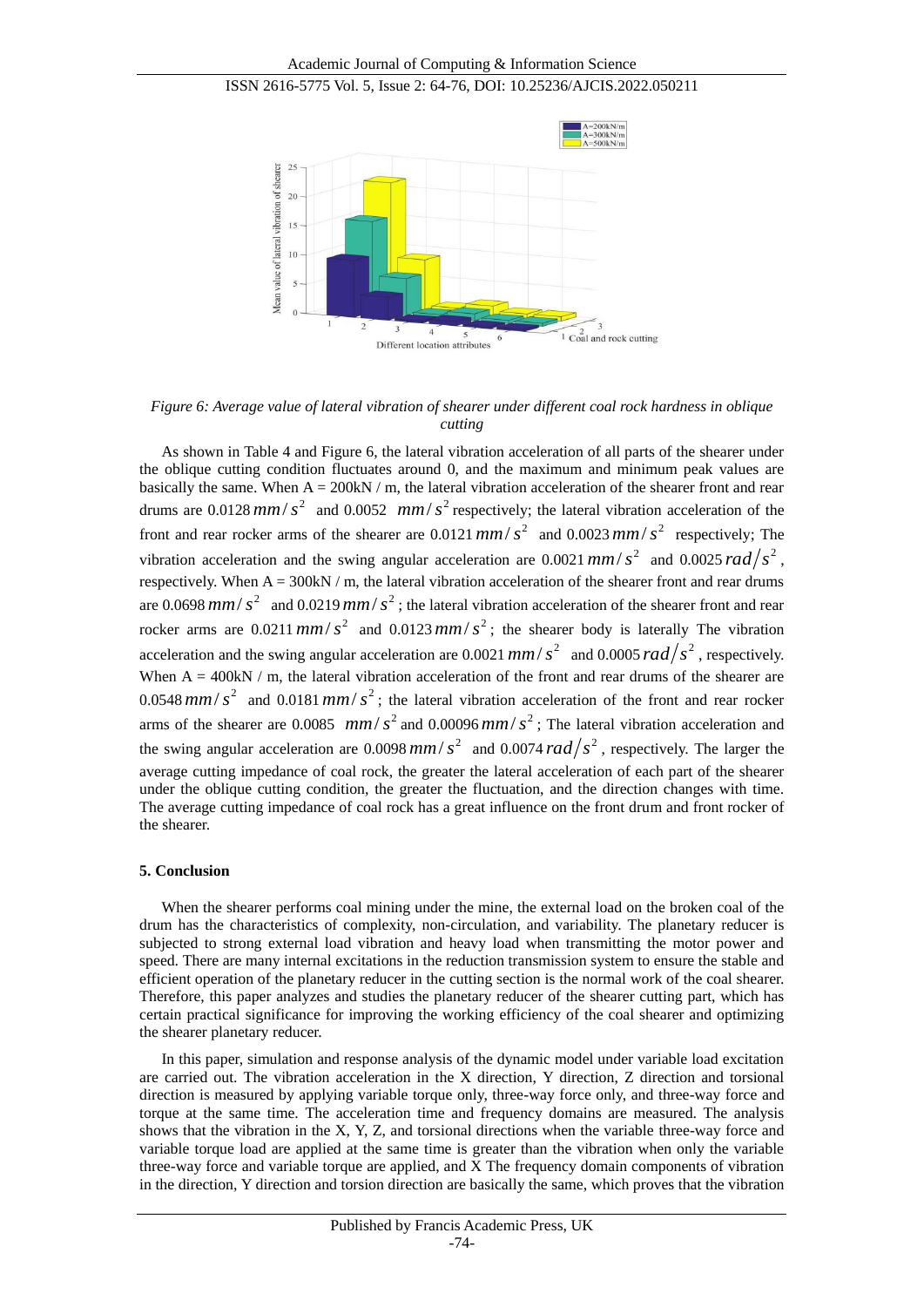*Figure 6: Average value of lateral vibration of shearer under different coal rock hardness in oblique cutting*

As shown in Table 4 and Figure 6, the lateral vibration acceleration of all parts of the shearer under the oblique cutting condition fluctuates around 0, and the maximum and minimum peak values are basically the same. When A = 200kN / m, the lateral vibration acceleration of the shearer front and rear drums are 0.0128 $mm/s^2$ and 0.0052 $mm/s^2$ respectively; the lateral vibration acceleration of the front and rear rocker arms of the shearer are 0.0121 $mm/s^2$ and 0.0023 $mm/s^2$ respectively; The vibration acceleration and the swing angular acceleration are 0.0021 $mm/s^2$ and 0.0025 $rad/s^2$, respectively. When A = 300kN / m, the lateral vibration acceleration of the shearer front and rear drums are 0.0698 $mm/s^2$ and 0.0219 $mm/s^2$; the lateral vibration acceleration of the shearer front and rear rocker arms are 0.0211 $mm/s^2$ and 0.0123 $mm/s^2$; the shearer body is laterally The vibration acceleration and the swing angular acceleration are 0.0021 $mm/s^2$ and 0.0005 $rad/s^2$, respectively. When A = 400kN / m, the lateral vibration acceleration of the front and rear drums of the shearer are 0.0548 $mm/s^2$ and 0.0181 $mm/s^2$; the lateral vibration acceleration of the front and rear rocker arms of the shearer are 0.0085 $mm/s^2$ and 0.00096 $mm/s^2$; The lateral vibration acceleration and the swing angular acceleration are 0.0098 $mm/s^2$ and 0.0074 $rad/s^2$, respectively. The larger the average cutting impedance of coal rock, the greater the lateral acceleration of each part of the shearer under the oblique cutting condition, the greater the fluctuation, and the direction changes with time. The average cutting impedance of coal rock has a great influence on the front drum and front rocker of the shearer.

## 5. Conclusion

When the shearer performs coal mining under the mine, the external load on the broken coal of the drum has the characteristics of complexity, non-circulation, and variability. The planetary reducer is subjected to strong external load vibration and heavy load when transmitting the motor power and speed. There are many internal excitations in the reduction transmission system to ensure the stable and efficient operation of the planetary reducer in the cutting section is the normal work of the coal shearer. Therefore, this paper analyzes and studies the planetary reducer of the shearer cutting part, which has certain practical significance for improving the working efficiency of the coal shearer and optimizing the shearer planetary reducer.

In this paper, simulation and response analysis of the dynamic model under variable load excitation are carried out. The vibration acceleration in the X direction, Y direction, Z direction and torsional direction is measured by applying variable torque only, three-way force only, and three-way force and torque at the same time. The acceleration time and frequency domains are measured. The analysis shows that the vibration in the X, Y, Z, and torsional directions when the variable three-way force and variable torque load are applied at the same time is greater than the vibration when only the variable three-way force and variable torque are applied, and X The frequency domain components of vibration in the direction, Y direction and torsion direction are basically the same, which proves that the vibration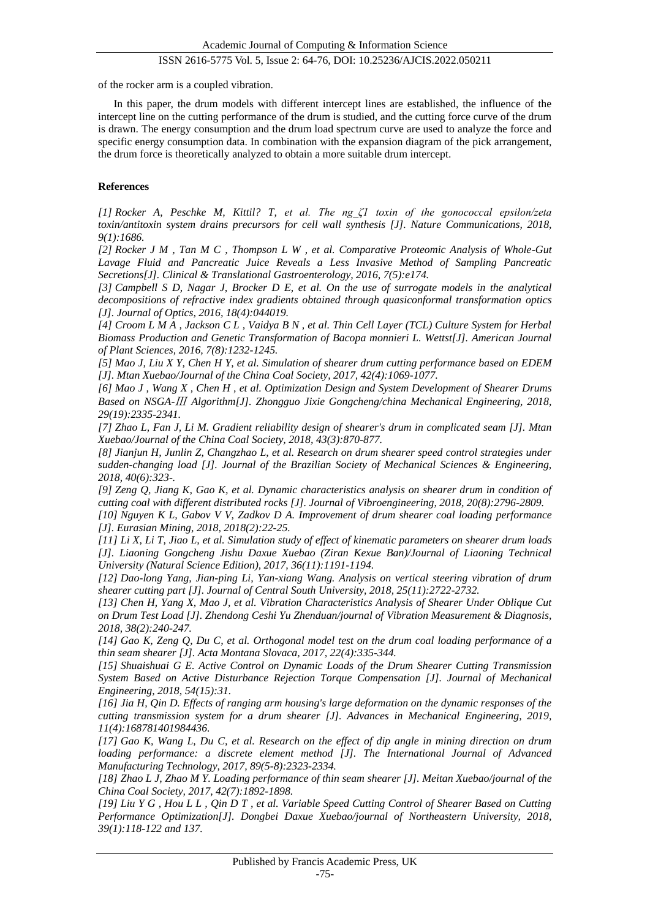of the rocker arm is a coupled vibration.

In this paper, the drum models with different intercept lines are established, the influence of the intercept line on the cutting performance of the drum is studied, and the cutting force curve of the drum is drawn. The energy consumption and the drum load spectrum curve are used to analyze the force and specific energy consumption data. In combination with the expansion diagram of the pick arrangement, the drum force is theoretically analyzed to obtain a more suitable drum intercept.

**References**

*[1] Rocker A, Peschke M, Kittil? T, et al. The ng_ζ1 toxin of the gonococcal epsilon/zeta toxin/antitoxin system drains precursors for cell wall synthesis [J]. Nature Communications, 2018, 9(1):1686.*

*[2] Rocker J M , Tan M C , Thompson L W , et al. Comparative Proteomic Analysis of Whole-Gut Lavage Fluid and Pancreatic Juice Reveals a Less Invasive Method of Sampling Pancreatic Secretions[J]. Clinical & Translational Gastroenterology, 2016, 7(5):e174.*

*[3] Campbell S D, Nagar J, Brocker D E, et al. On the use of surrogate models in the analytical decompositions of refractive index gradients obtained through quasiconformal transformation optics [J]. Journal of Optics, 2016, 18(4):044019.*

*[4] Croom L M A , Jackson C L , Vaidya B N , et al. Thin Cell Layer (TCL) Culture System for Herbal Biomass Production and Genetic Transformation of Bacopa monnieri L. Wettst[J]. American Journal of Plant Sciences, 2016, 7(8):1232-1245.*

*[5] Mao J, Liu X Y, Chen H Y, et al. Simulation of shearer drum cutting performance based on EDEM [J]. Mtan Xuebao/Journal of the China Coal Society, 2017, 42(4):1069-1077.*

*[6] Mao J , Wang X , Chen H , et al. Optimization Design and System Development of Shearer Drums Based on NSGA-Ⅲ Algorithm[J]. Zhongguo Jixie Gongcheng/china Mechanical Engineering, 2018, 29(19):2335-2341.*

*[7] Zhao L, Fan J, Li M. Gradient reliability design of shearer's drum in complicated seam [J]. Mtan Xuebao/Journal of the China Coal Society, 2018, 43(3):870-877.*

*[8] Jianjun H, Junlin Z, Changzhao L, et al. Research on drum shearer speed control strategies under sudden-changing load [J]. Journal of the Brazilian Society of Mechanical Sciences & Engineering, 2018, 40(6):323-.*

*[9] Zeng Q, Jiang K, Gao K, et al. Dynamic characteristics analysis on shearer drum in condition of cutting coal with different distributed rocks [J]. Journal of Vibroengineering, 2018, 20(8):2796-2809.*

*[10] Nguyen K L, Gabov V V, Zadkov D A. Improvement of drum shearer coal loading performance [J]. Eurasian Mining, 2018, 2018(2):22-25.*

*[11] Li X, Li T, Jiao L, et al. Simulation study of effect of kinematic parameters on shearer drum loads [J]. Liaoning Gongcheng Jishu Daxue Xuebao (Ziran Kexue Ban)/Journal of Liaoning Technical University (Natural Science Edition), 2017, 36(11):1191-1194.*

*[12] Dao-long Yang, Jian-ping Li, Yan-xiang Wang. Analysis on vertical steering vibration of drum shearer cutting part [J]. Journal of Central South University, 2018, 25(11):2722-2732.*

*[13] Chen H, Yang X, Mao J, et al. Vibration Characteristics Analysis of Shearer Under Oblique Cut on Drum Test Load [J]. Zhendong Ceshi Yu Zhenduan/journal of Vibration Measurement & Diagnosis, 2018, 38(2):240-247.*

*[14] Gao K, Zeng Q, Du C, et al. Orthogonal model test on the drum coal loading performance of a thin seam shearer [J]. Acta Montana Slovaca, 2017, 22(4):335-344.*

*[15] Shuaishuai G E. Active Control on Dynamic Loads of the Drum Shearer Cutting Transmission System Based on Active Disturbance Rejection Torque Compensation [J]. Journal of Mechanical Engineering, 2018, 54(15):31.*

*[16] Jia H, Qin D. Effects of ranging arm housing's large deformation on the dynamic responses of the cutting transmission system for a drum shearer [J]. Advances in Mechanical Engineering, 2019, 11(4):168781401984436.*

*[17] Gao K, Wang L, Du C, et al. Research on the effect of dip angle in mining direction on drum loading performance: a discrete element method [J]. The International Journal of Advanced Manufacturing Technology, 2017, 89(5-8):2323-2334.*

*[18] Zhao L J, Zhao M Y. Loading performance of thin seam shearer [J]. Meitan Xuebao/journal of the China Coal Society, 2017, 42(7):1892-1898.*

*[19] Liu Y G , Hou L L , Qin D T , et al. Variable Speed Cutting Control of Shearer Based on Cutting Performance Optimization[J]. Dongbei Daxue Xuebao/journal of Northeastern University, 2018, 39(1):118-122 and 137.*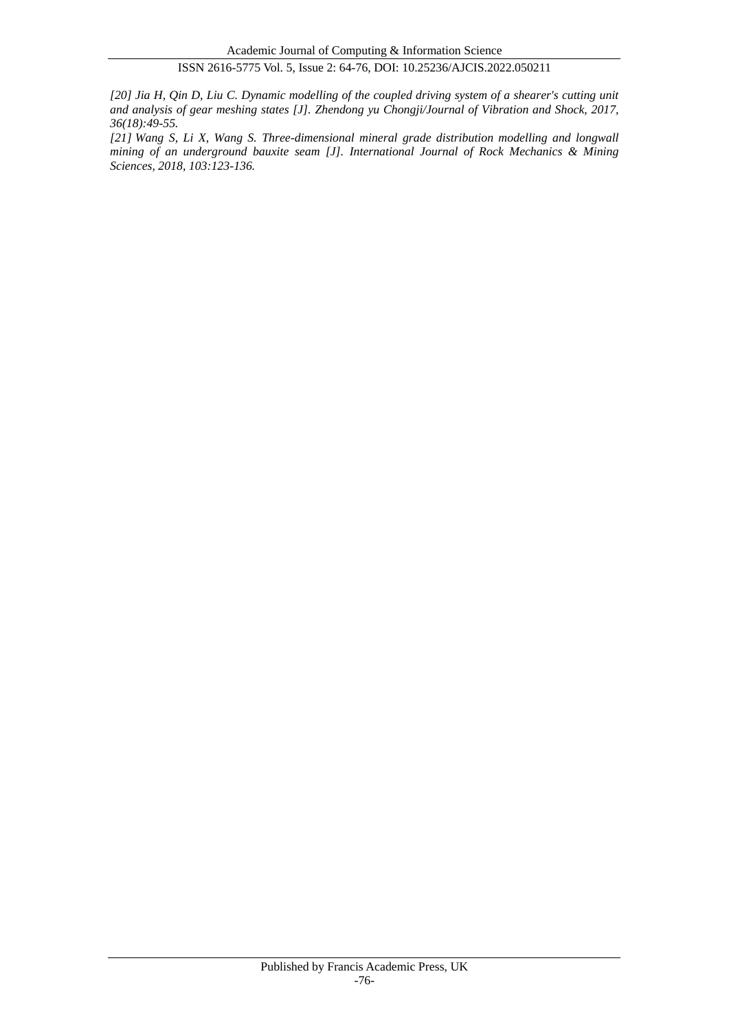*[20] Jia H, Qin D, Liu C. Dynamic modelling of the coupled driving system of a shearer's cutting unit and analysis of gear meshing states [J]. Zhendong yu Chongji/Journal of Vibration and Shock, 2017, 36(18):49-55.*

*[21] Wang S, Li X, Wang S. Three-dimensional mineral grade distribution modelling and longwall mining of an underground bauxite seam [J]. International Journal of Rock Mechanics & Mining Sciences, 2018, 103:123-136.*